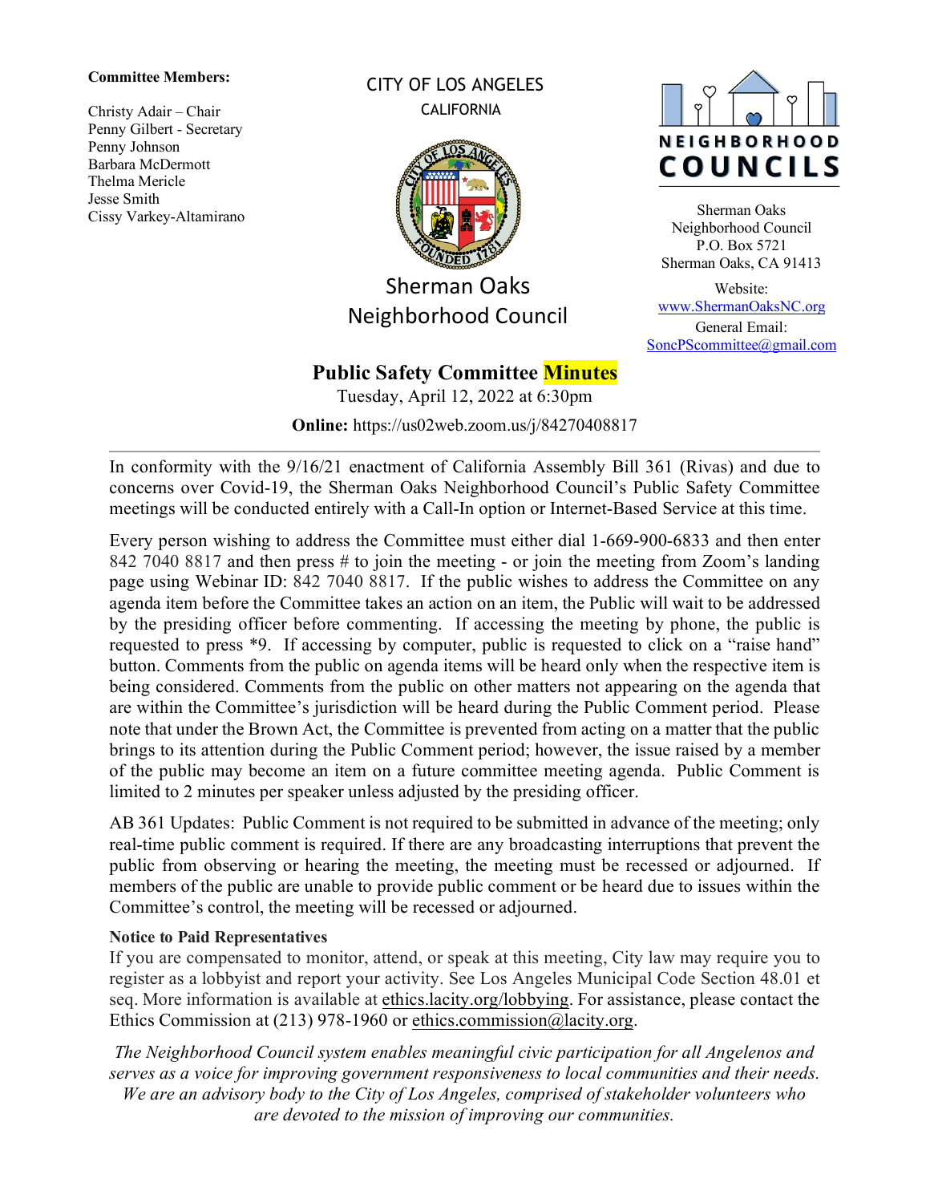**Committee Members:**

Christy Adair – Chair
Penny Gilbert - Secretary
Penny Johnson
Barbara McDermott
Thelma Mericle
Jesse Smith
Cissy Varkey-Altamirano

CITY OF LOS ANGELES
CALIFORNIA

Sherman Oaks
Neighborhood Council

NEIGHBORHOOD COUNCILS

Sherman Oaks
Neighborhood Council
P.O. Box 5721
Sherman Oaks, CA 91413

Website:
www.ShermanOaksNC.org
General Email:
SoncPScommittee@gmail.com

# Public Safety Committee Minutes

Tuesday, April 12, 2022 at 6:30pm

**Online:** https://us02web.zoom.us/j/84270408817

---

In conformity with the 9/16/21 enactment of California Assembly Bill 361 (Rivas) and due to concerns over Covid-19, the Sherman Oaks Neighborhood Council's Public Safety Committee meetings will be conducted entirely with a Call-In option or Internet-Based Service at this time.

Every person wishing to address the Committee must either dial 1-669-900-6833 and then enter 842 7040 8817 and then press # to join the meeting - or join the meeting from Zoom's landing page using Webinar ID: 842 7040 8817. If the public wishes to address the Committee on any agenda item before the Committee takes an action on an item, the Public will wait to be addressed by the presiding officer before commenting. If accessing the meeting by phone, the public is requested to press *9. If accessing by computer, public is requested to click on a "raise hand" button. Comments from the public on agenda items will be heard only when the respective item is being considered. Comments from the public on other matters not appearing on the agenda that are within the Committee's jurisdiction will be heard during the Public Comment period. Please note that under the Brown Act, the Committee is prevented from acting on a matter that the public brings to its attention during the Public Comment period; however, the issue raised by a member of the public may become an item on a future committee meeting agenda. Public Comment is limited to 2 minutes per speaker unless adjusted by the presiding officer.

AB 361 Updates: Public Comment is not required to be submitted in advance of the meeting; only real-time public comment is required. If there are any broadcasting interruptions that prevent the public from observing or hearing the meeting, the meeting must be recessed or adjourned. If members of the public are unable to provide public comment or be heard due to issues within the Committee's control, the meeting will be recessed or adjourned.

**Notice to Paid Representatives**

If you are compensated to monitor, attend, or speak at this meeting, City law may require you to register as a lobbyist and report your activity. See Los Angeles Municipal Code Section 48.01 et seq. More information is available at ethics.lacity.org/lobbying. For assistance, please contact the Ethics Commission at (213) 978-1960 or ethics.commission@lacity.org.

*The Neighborhood Council system enables meaningful civic participation for all Angelenos and serves as a voice for improving government responsiveness to local communities and their needs. We are an advisory body to the City of Los Angeles, comprised of stakeholder volunteers who are devoted to the mission of improving our communities.*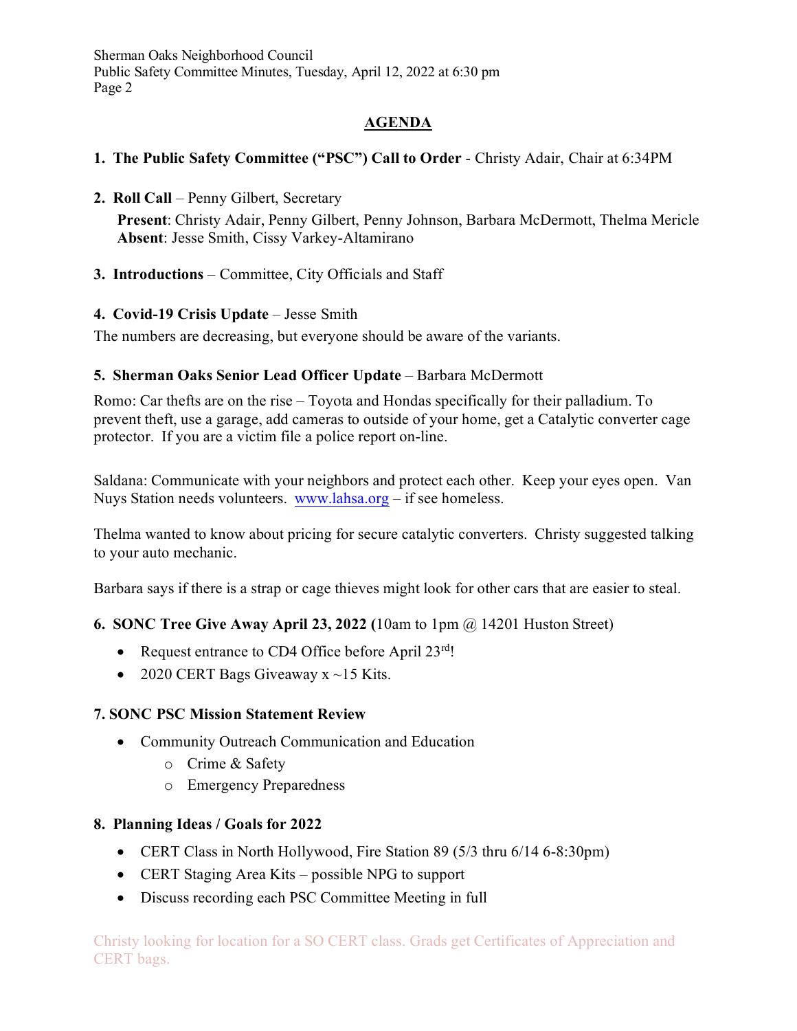## AGENDA

1. **The Public Safety Committee ("PSC") Call to Order** - Christy Adair, Chair at 6:34PM

2. **Roll Call** – Penny Gilbert, Secretary

   **Present**: Christy Adair, Penny Gilbert, Penny Johnson, Barbara McDermott, Thelma Mericle
   **Absent**: Jesse Smith, Cissy Varkey-Altamirano

3. **Introductions** – Committee, City Officials and Staff

4. **Covid-19 Crisis Update** – Jesse Smith

The numbers are decreasing, but everyone should be aware of the variants.

5. **Sherman Oaks Senior Lead Officer Update** – Barbara McDermott

Romo: Car thefts are on the rise – Toyota and Hondas specifically for their palladium. To prevent theft, use a garage, add cameras to outside of your home, get a Catalytic converter cage protector. If you are a victim file a police report on-line.

Saldana: Communicate with your neighbors and protect each other. Keep your eyes open. Van Nuys Station needs volunteers. [www.lahsa.org](http://www.lahsa.org) – if see homeless.

Thelma wanted to know about pricing for secure catalytic converters. Christy suggested talking to your auto mechanic.

Barbara says if there is a strap or cage thieves might look for other cars that are easier to steal.

6. **SONC Tree Give Away April 23, 2022 (**10am to 1pm @ 14201 Huston Street)

- Request entrance to CD4 Office before April 23rd!
- 2020 CERT Bags Giveaway x ~15 Kits.

**7. SONC PSC Mission Statement Review**

- Community Outreach Communication and Education
  - Crime & Safety
  - Emergency Preparedness

8. **Planning Ideas / Goals for 2022**

- CERT Class in North Hollywood, Fire Station 89 (5/3 thru 6/14 6-8:30pm)
- CERT Staging Area Kits – possible NPG to support
- Discuss recording each PSC Committee Meeting in full

Christy looking for location for a SO CERT class. Grads get Certificates of Appreciation and CERT bags.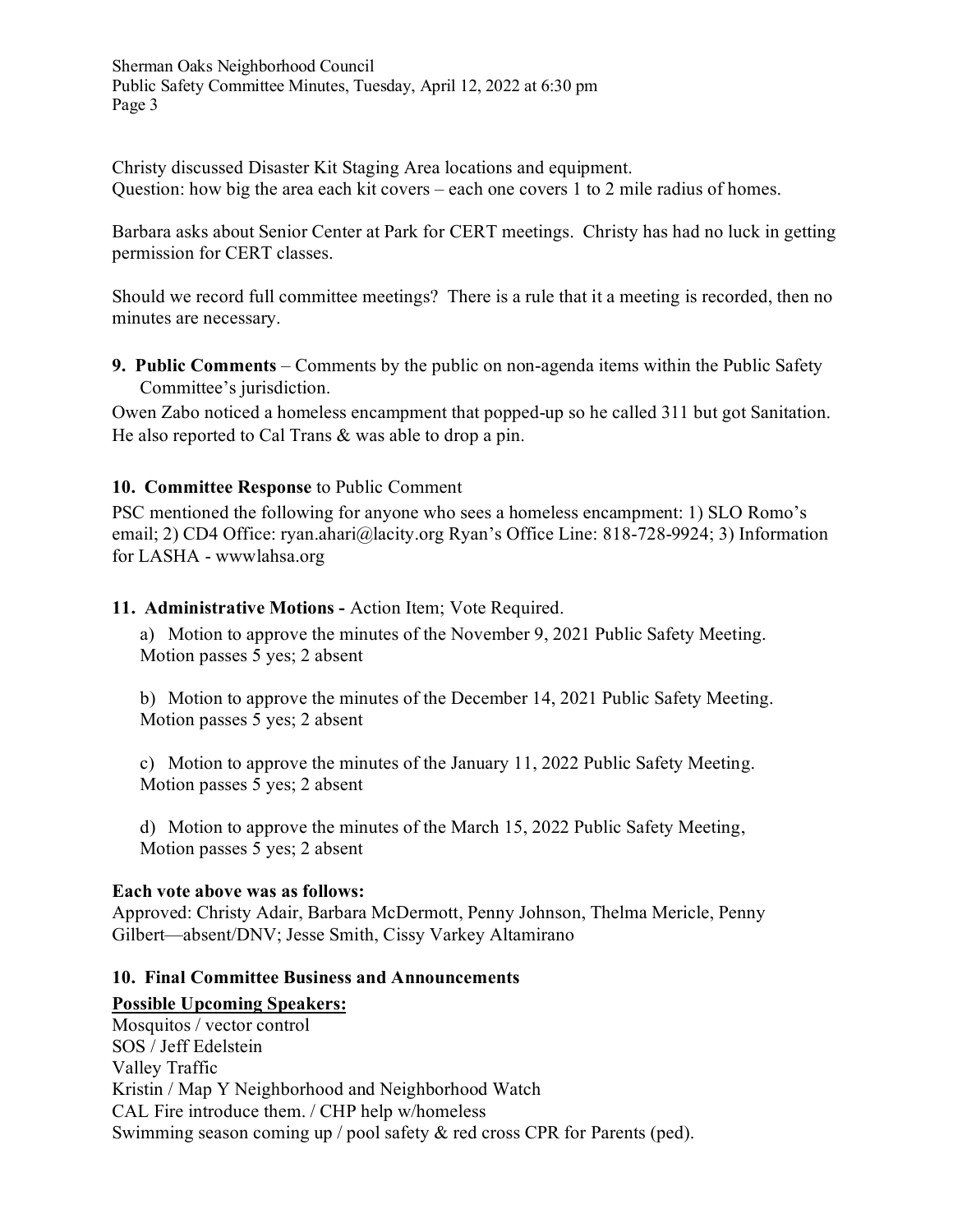Christy discussed Disaster Kit Staging Area locations and equipment.
Question: how big the area each kit covers – each one covers 1 to 2 mile radius of homes.

Barbara asks about Senior Center at Park for CERT meetings. Christy has had no luck in getting permission for CERT classes.

Should we record full committee meetings? There is a rule that it a meeting is recorded, then no minutes are necessary.

**9. Public Comments** – Comments by the public on non-agenda items within the Public Safety Committee's jurisdiction.

Owen Zabo noticed a homeless encampment that popped-up so he called 311 but got Sanitation. He also reported to Cal Trans & was able to drop a pin.

**10. Committee Response** to Public Comment

PSC mentioned the following for anyone who sees a homeless encampment: 1) SLO Romo's email; 2) CD4 Office: ryan.ahari@lacity.org Ryan's Office Line: 818-728-9924; 3) Information for LASHA - wwwlahsa.org

**11. Administrative Motions -** Action Item; Vote Required.

a) Motion to approve the minutes of the November 9, 2021 Public Safety Meeting.
Motion passes 5 yes; 2 absent

b) Motion to approve the minutes of the December 14, 2021 Public Safety Meeting.
Motion passes 5 yes; 2 absent

c) Motion to approve the minutes of the January 11, 2022 Public Safety Meeting.
Motion passes 5 yes; 2 absent

d) Motion to approve the minutes of the March 15, 2022 Public Safety Meeting,
Motion passes 5 yes; 2 absent

**Each vote above was as follows:**

Approved: Christy Adair, Barbara McDermott, Penny Johnson, Thelma Mericle, Penny Gilbert—absent/DNV; Jesse Smith, Cissy Varkey Altamirano

**10. Final Committee Business and Announcements**

**Possible Upcoming Speakers:**

Mosquitos / vector control
SOS / Jeff Edelstein
Valley Traffic
Kristin / Map Y Neighborhood and Neighborhood Watch
CAL Fire introduce them. / CHP help w/homeless
Swimming season coming up / pool safety & red cross CPR for Parents (ped).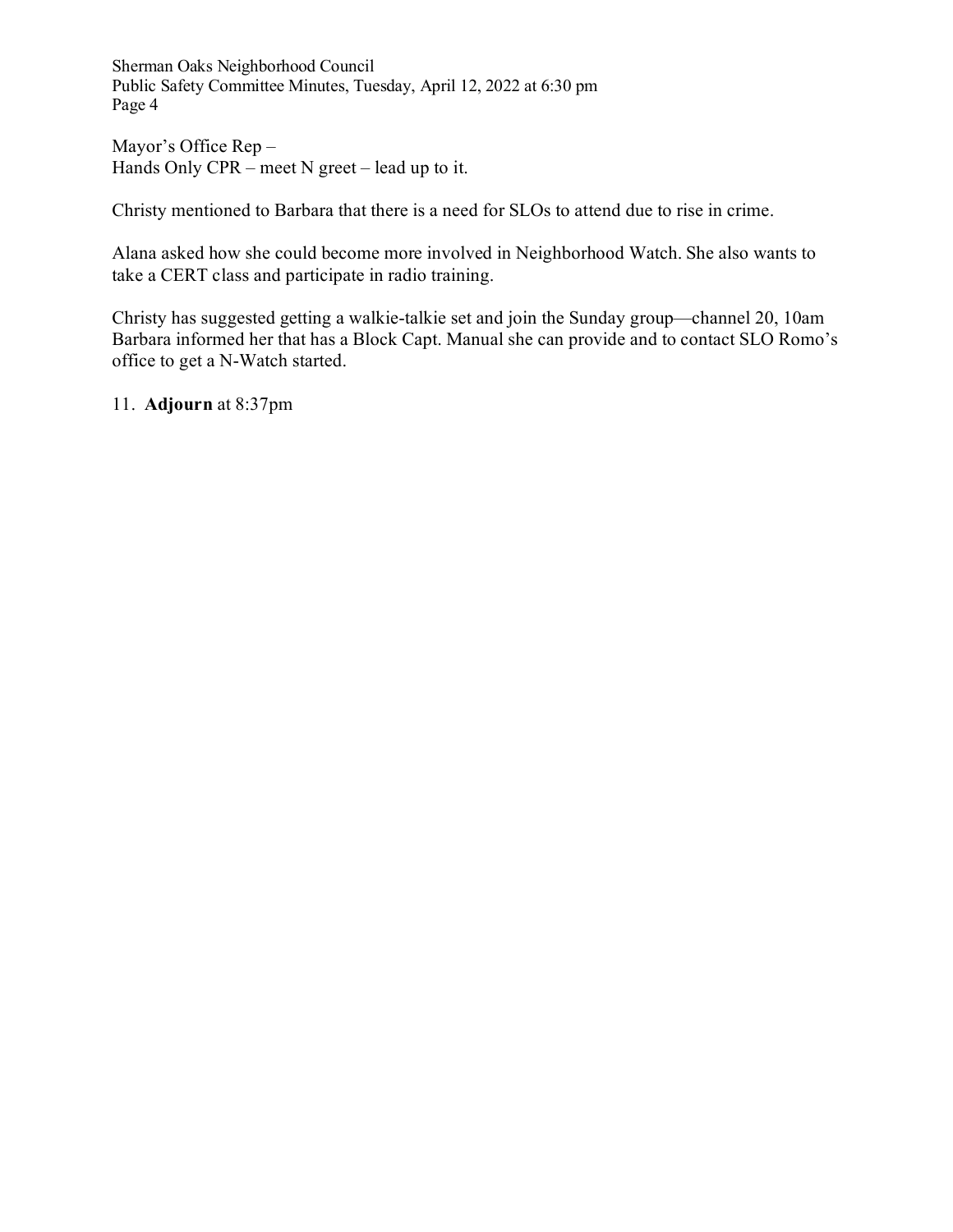Mayor's Office Rep –
Hands Only CPR – meet N greet – lead up to it.

Christy mentioned to Barbara that there is a need for SLOs to attend due to rise in crime.

Alana asked how she could become more involved in Neighborhood Watch. She also wants to take a CERT class and participate in radio training.

Christy has suggested getting a walkie-talkie set and join the Sunday group—channel 20, 10am
Barbara informed her that has a Block Capt. Manual she can provide and to contact SLO Romo's office to get a N-Watch started.

11. **Adjourn** at 8:37pm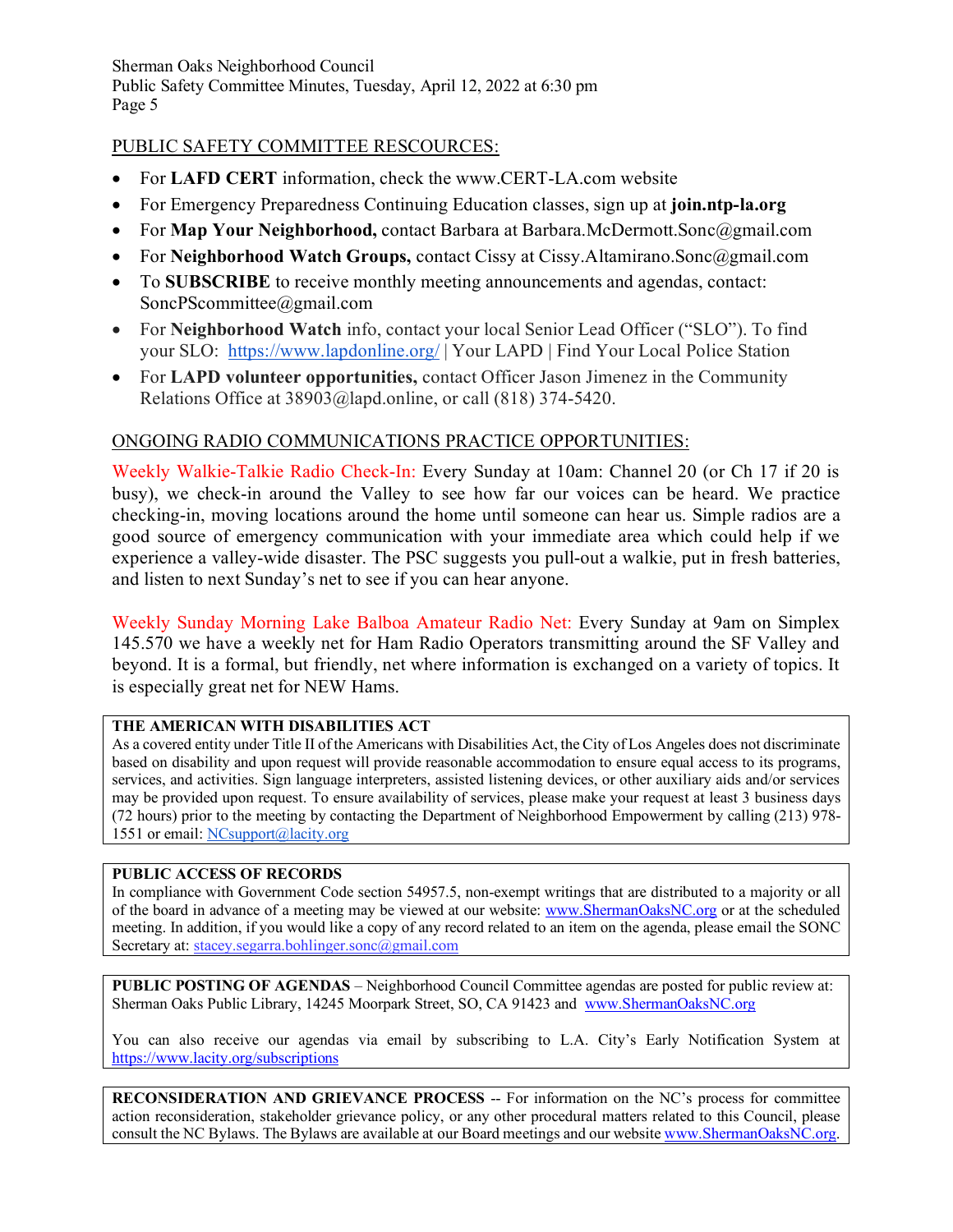## PUBLIC SAFETY COMMITTEE RESCOURCES:

- For **LAFD CERT** information, check the www.CERT-LA.com website
- For Emergency Preparedness Continuing Education classes, sign up at **join.ntp-la.org**
- For **Map Your Neighborhood,** contact Barbara at Barbara.McDermott.Sonc@gmail.com
- For **Neighborhood Watch Groups,** contact Cissy at Cissy.Altamirano.Sonc@gmail.com
- To **SUBSCRIBE** to receive monthly meeting announcements and agendas, contact: SoncPScommittee@gmail.com
- For **Neighborhood Watch** info, contact your local Senior Lead Officer ("SLO"). To find your SLO: https://www.lapdonline.org/ | Your LAPD | Find Your Local Police Station
- For **LAPD volunteer opportunities,** contact Officer Jason Jimenez in the Community Relations Office at 38903@lapd.online, or call (818) 374-5420.

## ONGOING RADIO COMMUNICATIONS PRACTICE OPPORTUNITIES:

Weekly Walkie-Talkie Radio Check-In: Every Sunday at 10am: Channel 20 (or Ch 17 if 20 is busy), we check-in around the Valley to see how far our voices can be heard. We practice checking-in, moving locations around the home until someone can hear us. Simple radios are a good source of emergency communication with your immediate area which could help if we experience a valley-wide disaster. The PSC suggests you pull-out a walkie, put in fresh batteries, and listen to next Sunday's net to see if you can hear anyone.

Weekly Sunday Morning Lake Balboa Amateur Radio Net: Every Sunday at 9am on Simplex 145.570 we have a weekly net for Ham Radio Operators transmitting around the SF Valley and beyond. It is a formal, but friendly, net where information is exchanged on a variety of topics. It is especially great net for NEW Hams.

**THE AMERICAN WITH DISABILITIES ACT**
As a covered entity under Title II of the Americans with Disabilities Act, the City of Los Angeles does not discriminate based on disability and upon request will provide reasonable accommodation to ensure equal access to its programs, services, and activities. Sign language interpreters, assisted listening devices, or other auxiliary aids and/or services may be provided upon request. To ensure availability of services, please make your request at least 3 business days (72 hours) prior to the meeting by contacting the Department of Neighborhood Empowerment by calling (213) 978-1551 or email: NCsupport@lacity.org

**PUBLIC ACCESS OF RECORDS**
In compliance with Government Code section 54957.5, non-exempt writings that are distributed to a majority or all of the board in advance of a meeting may be viewed at our website: www.ShermanOaksNC.org or at the scheduled meeting. In addition, if you would like a copy of any record related to an item on the agenda, please email the SONC Secretary at: stacey.segarra.bohlinger.sonc@gmail.com

**PUBLIC POSTING OF AGENDAS** – Neighborhood Council Committee agendas are posted for public review at: Sherman Oaks Public Library, 14245 Moorpark Street, SO, CA 91423 and www.ShermanOaksNC.org

You can also receive our agendas via email by subscribing to L.A. City's Early Notification System at https://www.lacity.org/subscriptions

**RECONSIDERATION AND GRIEVANCE PROCESS** -- For information on the NC's process for committee action reconsideration, stakeholder grievance policy, or any other procedural matters related to this Council, please consult the NC Bylaws. The Bylaws are available at our Board meetings and our website www.ShermanOaksNC.org.